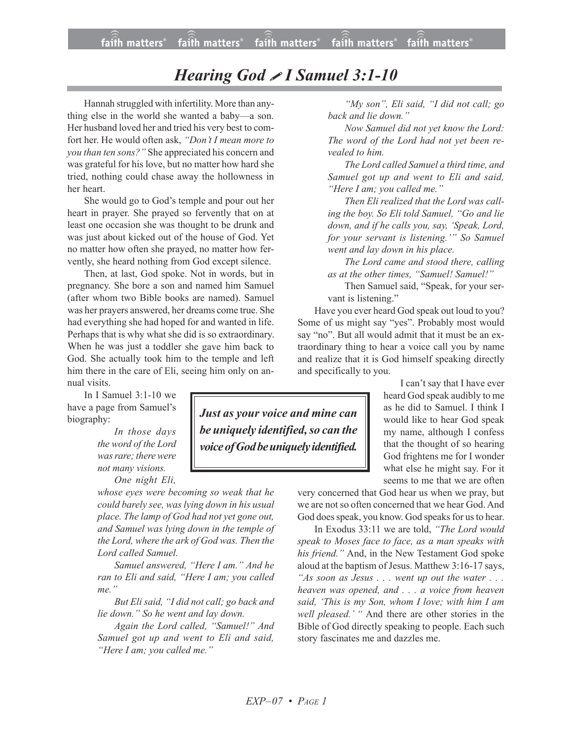# *Hearing God ✒ I Samuel 3:1-10*

Hannah struggled with infertility. More than anything else in the world she wanted a baby—a son. Her husband loved her and tried his very best to comfort her. He would often ask, *"Don't I mean more to you than ten sons?"* She appreciated his concern and was grateful for his love, but no matter how hard she tried, nothing could chase away the hollowness in her heart.

She would go to God's temple and pour out her heart in prayer. She prayed so fervently that on at least one occasion she was thought to be drunk and was just about kicked out of the house of God. Yet no matter how often she prayed, no matter how fervently, she heard nothing from God except silence.

Then, at last, God spoke. Not in words, but in pregnancy. She bore a son and named him Samuel (after whom two Bible books are named). Samuel was her prayers answered, her dreams come true. She had everything she had hoped for and wanted in life. Perhaps that is why what she did is so extraordinary. When he was just a toddler she gave him back to God. She actually took him to the temple and left him there in the care of Eli, seeing him only on annual visits.

In I Samuel 3:1-10 we have a page from Samuel's biography:

> *In those days the word of the Lord was rare; there were not many visions.*
>
> *One night Eli, whose eyes were becoming so weak that he could barely see, was lying down in his usual place. The lamp of God had not yet gone out, and Samuel was lying down in the temple of the Lord, where the ark of God was. Then the Lord called Samuel.*
>
> *Samuel answered, "Here I am." And he ran to Eli and said, "Here I am; you called me."*
>
> *But Eli said, "I did not call; go back and lie down." So he went and lay down.*
>
> *Again the Lord called, "Samuel!" And Samuel got up and went to Eli and said, "Here I am; you called me."*
>
> *"My son", Eli said, "I did not call; go back and lie down."*
>
> *Now Samuel did not yet know the Lord: The word of the Lord had not yet been revealed to him.*
>
> *The Lord called Samuel a third time, and Samuel got up and went to Eli and said, "Here I am; you called me."*
>
> *Then Eli realized that the Lord was calling the boy. So Eli told Samuel, "Go and lie down, and if he calls you, say, 'Speak, Lord, for your servant is listening.'" So Samuel went and lay down in his place.*
>
> *The Lord came and stood there, calling as at the other times, "Samuel! Samuel!"*
>
> Then Samuel said, "Speak, for your servant is listening."

Have you ever heard God speak out loud to you? Some of us might say "yes". Probably most would say "no". But all would admit that it must be an extraordinary thing to hear a voice call you by name and realize that it is God himself speaking directly and specifically to you.

> ***Just as your voice and mine can be uniquely identified, so can the voice of God be uniquely identified.***

I can't say that I have ever heard God speak audibly to me as he did to Samuel. I think I would like to hear God speak my name, although I confess that the thought of so hearing God frightens me for I wonder what else he might say. For it seems to me that we are often very concerned that God hear us when we pray, but we are not so often concerned that we hear God. And God does speak, you know. God speaks for us to hear.

In Exodus 33:11 we are told, *"The Lord would speak to Moses face to face, as a man speaks with his friend."* And, in the New Testament God spoke aloud at the baptism of Jesus. Matthew 3:16-17 says, *"As soon as Jesus . . . went up out the water . . . heaven was opened, and . . . a voice from heaven said, 'This is my Son, whom I love; with him I am well pleased.' "* And there are other stories in the Bible of God directly speaking to people. Each such story fascinates me and dazzles me.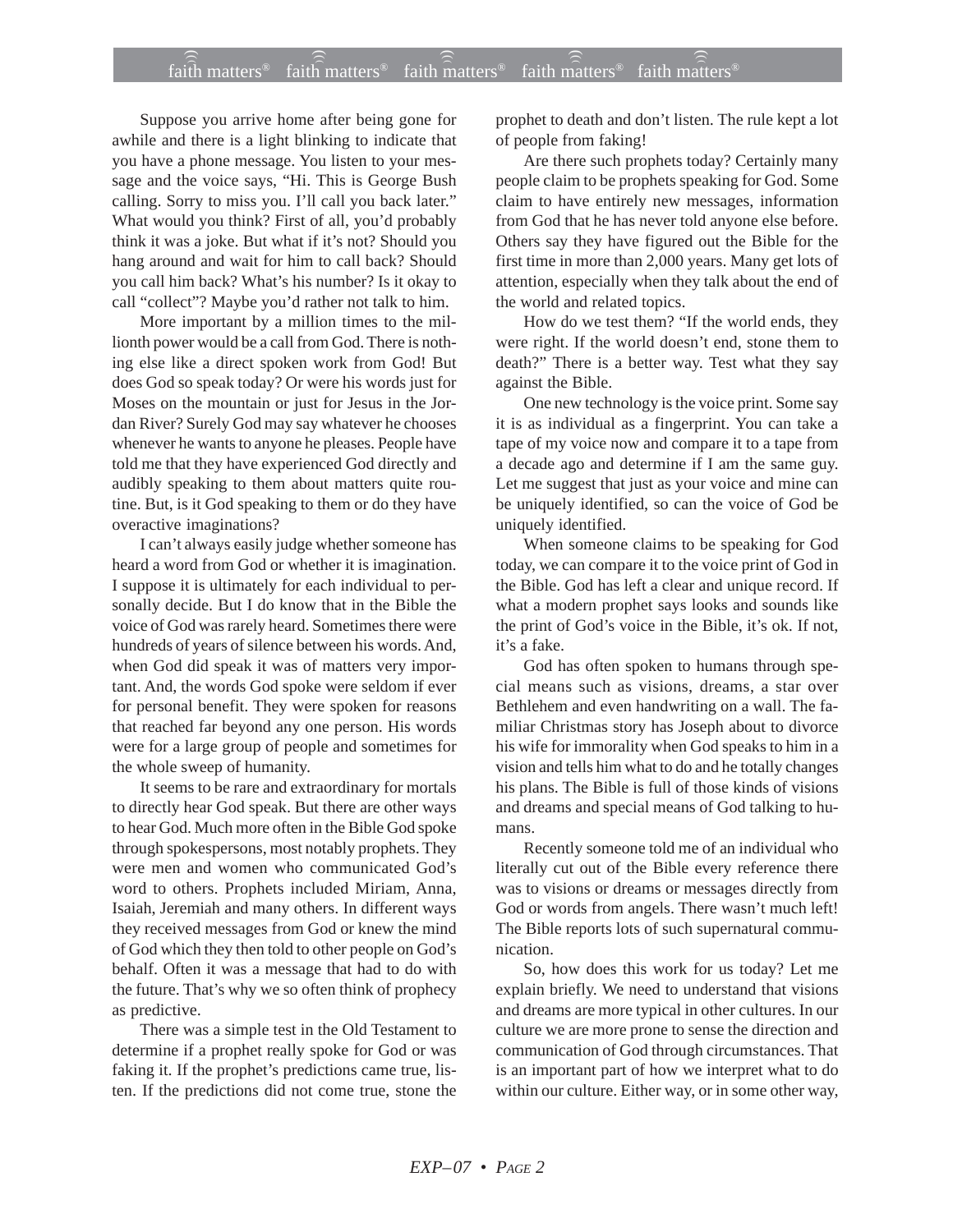Suppose you arrive home after being gone for awhile and there is a light blinking to indicate that you have a phone message. You listen to your message and the voice says, "Hi. This is George Bush calling. Sorry to miss you. I'll call you back later." What would you think? First of all, you'd probably think it was a joke. But what if it's not? Should you hang around and wait for him to call back? Should you call him back? What's his number? Is it okay to call "collect"? Maybe you'd rather not talk to him.

More important by a million times to the millionth power would be a call from God. There is nothing else like a direct spoken work from God! But does God so speak today? Or were his words just for Moses on the mountain or just for Jesus in the Jordan River? Surely God may say whatever he chooses whenever he wants to anyone he pleases. People have told me that they have experienced God directly and audibly speaking to them about matters quite routine. But, is it God speaking to them or do they have overactive imaginations?

I can't always easily judge whether someone has heard a word from God or whether it is imagination. I suppose it is ultimately for each individual to personally decide. But I do know that in the Bible the voice of God was rarely heard. Sometimes there were hundreds of years of silence between his words. And, when God did speak it was of matters very important. And, the words God spoke were seldom if ever for personal benefit. They were spoken for reasons that reached far beyond any one person. His words were for a large group of people and sometimes for the whole sweep of humanity.

It seems to be rare and extraordinary for mortals to directly hear God speak. But there are other ways to hear God. Much more often in the Bible God spoke through spokespersons, most notably prophets. They were men and women who communicated God's word to others. Prophets included Miriam, Anna, Isaiah, Jeremiah and many others. In different ways they received messages from God or knew the mind of God which they then told to other people on God's behalf. Often it was a message that had to do with the future. That's why we so often think of prophecy as predictive.

There was a simple test in the Old Testament to determine if a prophet really spoke for God or was faking it. If the prophet's predictions came true, listen. If the predictions did not come true, stone the prophet to death and don't listen. The rule kept a lot of people from faking!

Are there such prophets today? Certainly many people claim to be prophets speaking for God. Some claim to have entirely new messages, information from God that he has never told anyone else before. Others say they have figured out the Bible for the first time in more than 2,000 years. Many get lots of attention, especially when they talk about the end of the world and related topics.

How do we test them? "If the world ends, they were right. If the world doesn't end, stone them to death?" There is a better way. Test what they say against the Bible.

One new technology is the voice print. Some say it is as individual as a fingerprint. You can take a tape of my voice now and compare it to a tape from a decade ago and determine if I am the same guy. Let me suggest that just as your voice and mine can be uniquely identified, so can the voice of God be uniquely identified.

When someone claims to be speaking for God today, we can compare it to the voice print of God in the Bible. God has left a clear and unique record. If what a modern prophet says looks and sounds like the print of God's voice in the Bible, it's ok. If not, it's a fake.

God has often spoken to humans through special means such as visions, dreams, a star over Bethlehem and even handwriting on a wall. The familiar Christmas story has Joseph about to divorce his wife for immorality when God speaks to him in a vision and tells him what to do and he totally changes his plans. The Bible is full of those kinds of visions and dreams and special means of God talking to humans.

Recently someone told me of an individual who literally cut out of the Bible every reference there was to visions or dreams or messages directly from God or words from angels. There wasn't much left! The Bible reports lots of such supernatural communication.

So, how does this work for us today? Let me explain briefly. We need to understand that visions and dreams are more typical in other cultures. In our culture we are more prone to sense the direction and communication of God through circumstances. That is an important part of how we interpret what to do within our culture. Either way, or in some other way,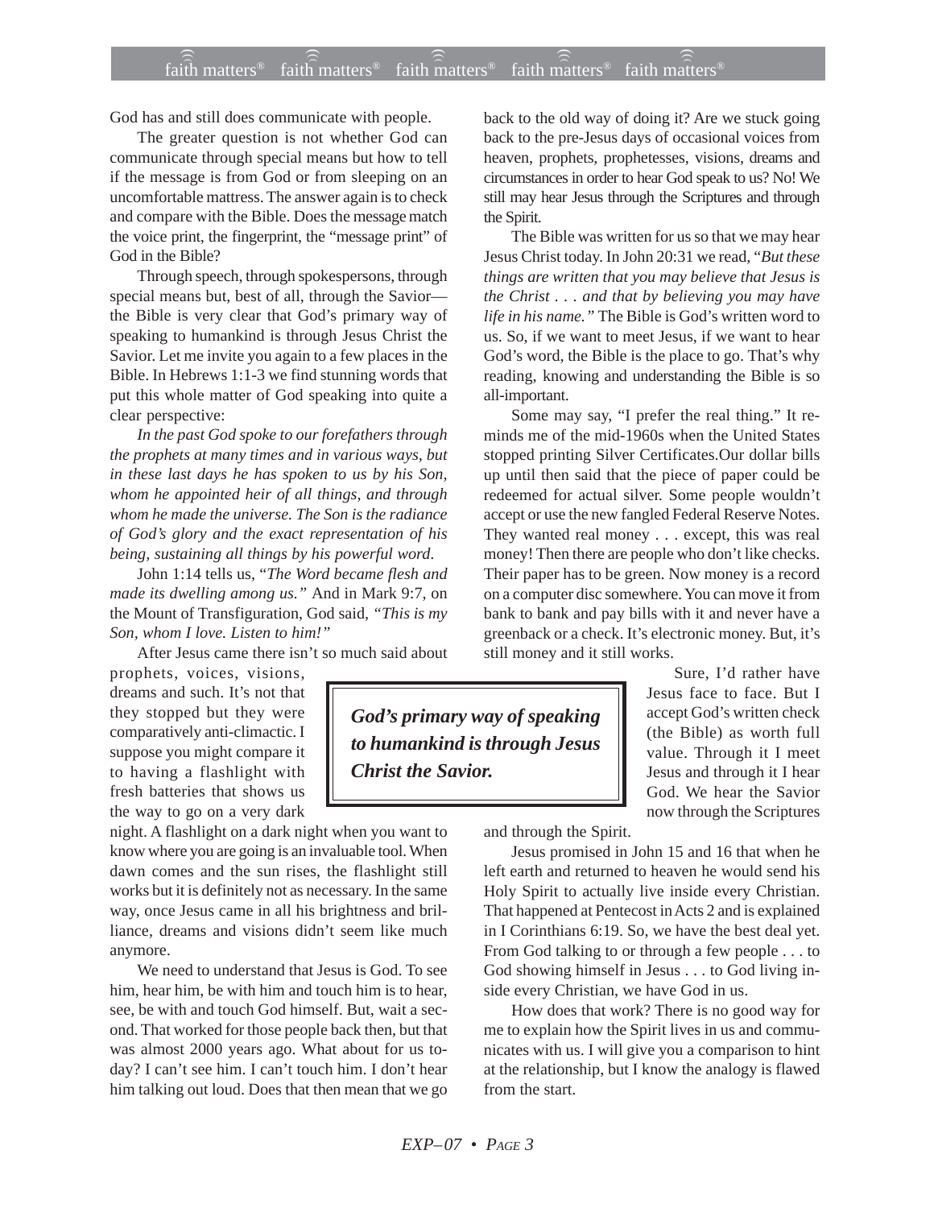God has and still does communicate with people.

The greater question is not whether God can communicate through special means but how to tell if the message is from God or from sleeping on an uncomfortable mattress. The answer again is to check and compare with the Bible. Does the message match the voice print, the fingerprint, the "message print" of God in the Bible?

Through speech, through spokespersons, through special means but, best of all, through the Savior—the Bible is very clear that God's primary way of speaking to humankind is through Jesus Christ the Savior. Let me invite you again to a few places in the Bible. In Hebrews 1:1-3 we find stunning words that put this whole matter of God speaking into quite a clear perspective:

*In the past God spoke to our forefathers through the prophets at many times and in various ways, but in these last days he has spoken to us by his Son, whom he appointed heir of all things, and through whom he made the universe. The Son is the radiance of God's glory and the exact representation of his being, sustaining all things by his powerful word.*

John 1:14 tells us, "*The Word became flesh and made its dwelling among us.*" And in Mark 9:7, on the Mount of Transfiguration, God said, *"This is my Son, whom I love. Listen to him!"*

After Jesus came there isn't so much said about prophets, voices, visions, dreams and such. It's not that they stopped but they were comparatively anti-climactic. I suppose you might compare it to having a flashlight with fresh batteries that shows us the way to go on a very dark night. A flashlight on a dark night when you want to know where you are going is an invaluable tool. When dawn comes and the sun rises, the flashlight still works but it is definitely not as necessary. In the same way, once Jesus came in all his brightness and brilliance, dreams and visions didn't seem like much anymore.

We need to understand that Jesus is God. To see him, hear him, be with him and touch him is to hear, see, be with and touch God himself. But, wait a second. That worked for those people back then, but that was almost 2000 years ago. What about for us today? I can't see him. I can't touch him. I don't hear him talking out loud. Does that then mean that we go back to the old way of doing it? Are we stuck going back to the pre-Jesus days of occasional voices from heaven, prophets, prophetesses, visions, dreams and circumstances in order to hear God speak to us? No! We still may hear Jesus through the Scriptures and through the Spirit.

The Bible was written for us so that we may hear Jesus Christ today. In John 20:31 we read, "*But these things are written that you may believe that Jesus is the Christ . . . and that by believing you may have life in his name.*" The Bible is God's written word to us. So, if we want to meet Jesus, if we want to hear God's word, the Bible is the place to go. That's why reading, knowing and understanding the Bible is so all-important.

Some may say, "I prefer the real thing." It reminds me of the mid-1960s when the United States stopped printing Silver Certificates.Our dollar bills up until then said that the piece of paper could be redeemed for actual silver. Some people wouldn't accept or use the new fangled Federal Reserve Notes. They wanted real money . . . except, this was real money! Then there are people who don't like checks. Their paper has to be green. Now money is a record on a computer disc somewhere. You can move it from bank to bank and pay bills with it and never have a greenback or a check. It's electronic money. But, it's still money and it still works.

> ***God's primary way of speaking to humankind is through Jesus Christ the Savior.***

Sure, I'd rather have Jesus face to face. But I accept God's written check (the Bible) as worth full value. Through it I meet Jesus and through it I hear God. We hear the Savior now through the Scriptures and through the Spirit.

Jesus promised in John 15 and 16 that when he left earth and returned to heaven he would send his Holy Spirit to actually live inside every Christian. That happened at Pentecost in Acts 2 and is explained in I Corinthians 6:19. So, we have the best deal yet. From God talking to or through a few people . . . to God showing himself in Jesus . . . to God living inside every Christian, we have God in us.

How does that work? There is no good way for me to explain how the Spirit lives in us and communicates with us. I will give you a comparison to hint at the relationship, but I know the analogy is flawed from the start.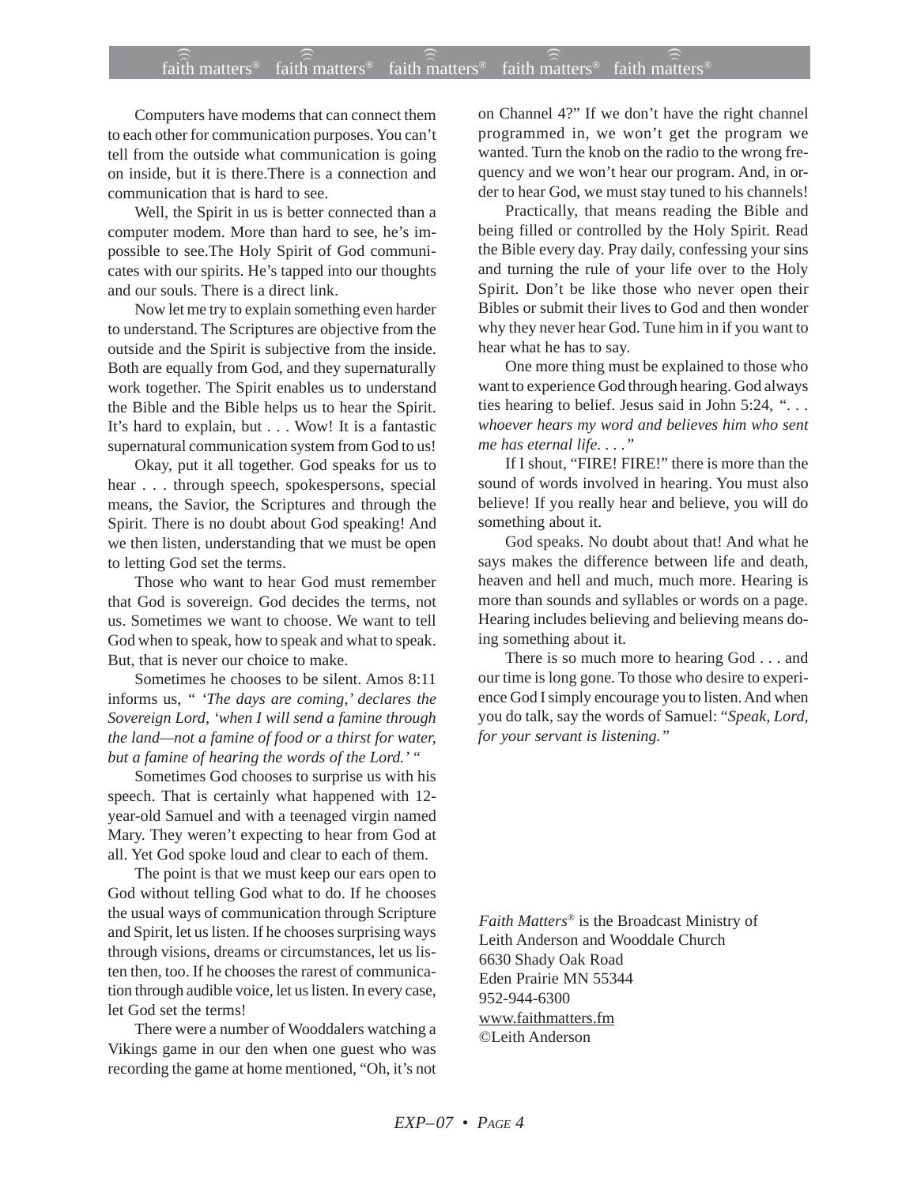Computers have modems that can connect them to each other for communication purposes. You can't tell from the outside what communication is going on inside, but it is there.There is a connection and communication that is hard to see.

Well, the Spirit in us is better connected than a computer modem. More than hard to see, he's impossible to see.The Holy Spirit of God communicates with our spirits. He's tapped into our thoughts and our souls. There is a direct link.

Now let me try to explain something even harder to understand. The Scriptures are objective from the outside and the Spirit is subjective from the inside. Both are equally from God, and they supernaturally work together. The Spirit enables us to understand the Bible and the Bible helps us to hear the Spirit. It's hard to explain, but . . . Wow! It is a fantastic supernatural communication system from God to us!

Okay, put it all together. God speaks for us to hear . . . through speech, spokespersons, special means, the Savior, the Scriptures and through the Spirit. There is no doubt about God speaking! And we then listen, understanding that we must be open to letting God set the terms.

Those who want to hear God must remember that God is sovereign. God decides the terms, not us. Sometimes we want to choose. We want to tell God when to speak, how to speak and what to speak. But, that is never our choice to make.

Sometimes he chooses to be silent. Amos 8:11 informs us, *" 'The days are coming,' declares the Sovereign Lord, 'when I will send a famine through the land—not a famine of food or a thirst for water, but a famine of hearing the words of the Lord.' "*

Sometimes God chooses to surprise us with his speech. That is certainly what happened with 12-year-old Samuel and with a teenaged virgin named Mary. They weren't expecting to hear from God at all. Yet God spoke loud and clear to each of them.

The point is that we must keep our ears open to God without telling God what to do. If he chooses the usual ways of communication through Scripture and Spirit, let us listen. If he chooses surprising ways through visions, dreams or circumstances, let us listen then, too. If he chooses the rarest of communication through audible voice, let us listen. In every case, let God set the terms!

There were a number of Wooddalers watching a Vikings game in our den when one guest who was recording the game at home mentioned, "Oh, it's not on Channel 4?" If we don't have the right channel programmed in, we won't get the program we wanted. Turn the knob on the radio to the wrong frequency and we won't hear our program. And, in order to hear God, we must stay tuned to his channels!

Practically, that means reading the Bible and being filled or controlled by the Holy Spirit. Read the Bible every day. Pray daily, confessing your sins and turning the rule of your life over to the Holy Spirit. Don't be like those who never open their Bibles or submit their lives to God and then wonder why they never hear God. Tune him in if you want to hear what he has to say.

One more thing must be explained to those who want to experience God through hearing. God always ties hearing to belief. Jesus said in John 5:24, *". . . whoever hears my word and believes him who sent me has eternal life. . . ."*

If I shout, "FIRE! FIRE!" there is more than the sound of words involved in hearing. You must also believe! If you really hear and believe, you will do something about it.

God speaks. No doubt about that! And what he says makes the difference between life and death, heaven and hell and much, much more. Hearing is more than sounds and syllables or words on a page. Hearing includes believing and believing means doing something about it.

There is so much more to hearing God . . . and our time is long gone. To those who desire to experience God I simply encourage you to listen. And when you do talk, say the words of Samuel: "*Speak, Lord, for your servant is listening.*"

*Faith Matters*® is the Broadcast Ministry of
Leith Anderson and Wooddale Church
6630 Shady Oak Road
Eden Prairie MN 55344
952-944-6300
www.faithmatters.fm
©Leith Anderson